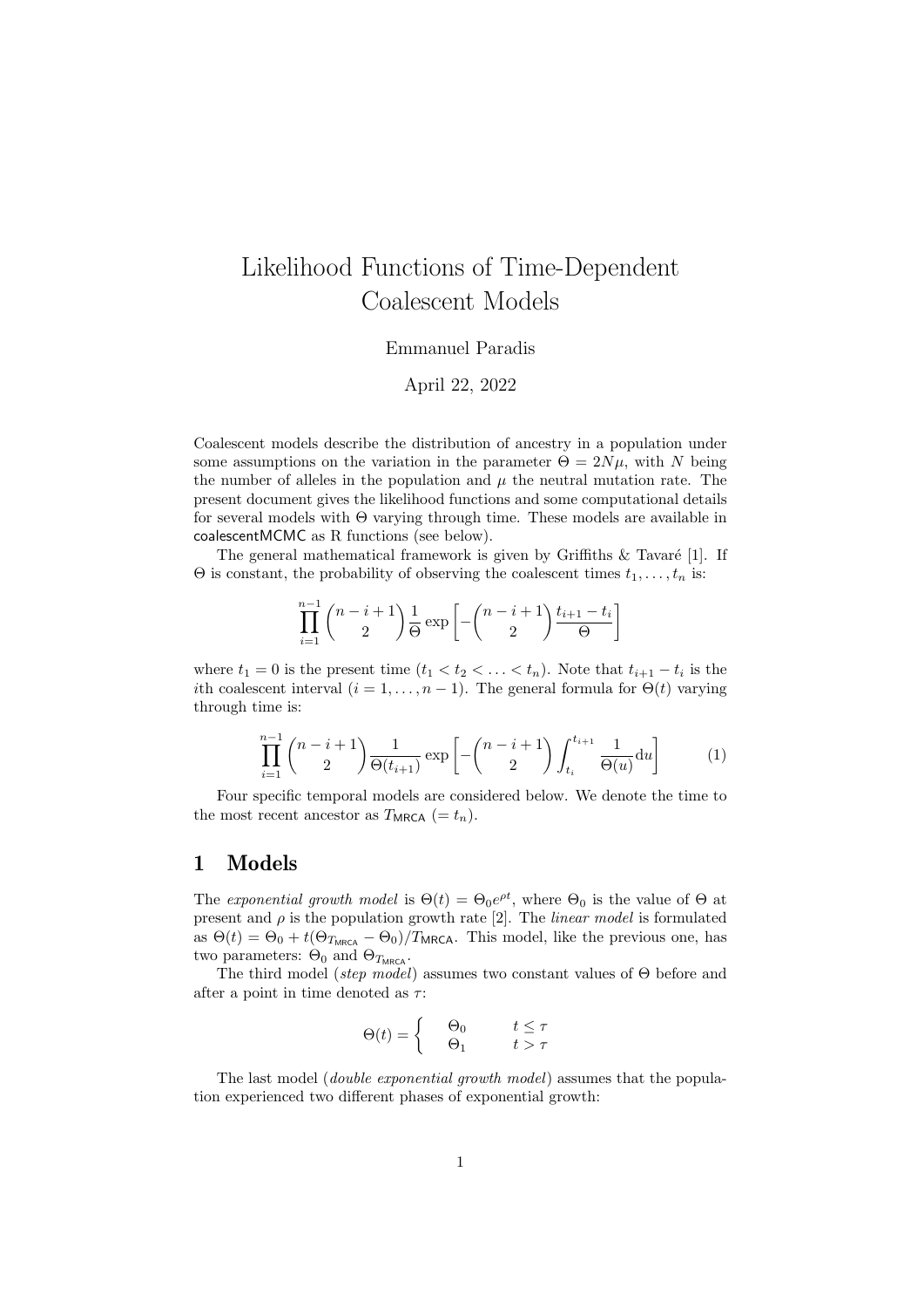# Likelihood Functions of Time-Dependent Coalescent Models

Emmanuel Paradis

April 22, 2022

Coalescent models describe the distribution of ancestry in a population under some assumptions on the variation in the parameter $\Theta = 2N\mu$, with $N$ being the number of alleles in the population and $\mu$ the neutral mutation rate. The present document gives the likelihood functions and some computational details for several models with $\Theta$ varying through time. These models are available in coalescentMCMC as R functions (see below).

The general mathematical framework is given by Griffiths & Tavaré [1]. If $\Theta$ is constant, the probability of observing the coalescent times $t_1, \dots, t_n$ is:

$$\prod_{i=1}^{n-1} \binom{n-i+1}{2} \frac{1}{\Theta} \exp\left[-\binom{n-i+1}{2} \frac{t_{i+1} - t_i}{\Theta}\right]$$

where $t_1 = 0$ is the present time ($t_1 < t_2 < \ldots < t_n$). Note that $t_{i+1} - t_i$ is the $i$th coalescent interval ($i = 1, \dots, n-1$). The general formula for $\Theta(t)$ varying through time is:

$$\prod_{i=1}^{n-1} \binom{n-i+1}{2} \frac{1}{\Theta(t_{i+1})} \exp\left[-\binom{n-i+1}{2} \int_{t_i}^{t_{i+1}} \frac{1}{\Theta(u)} \mathrm{d}u\right] \tag{1}$$

Four specific temporal models are considered below. We denote the time to the most recent ancestor as $T_{\mathsf{MRCA}}$ ($= t_n$).

## 1 Models

The *exponential growth model* is $\Theta(t) = \Theta_0 e^{\rho t}$, where $\Theta_0$ is the value of $\Theta$ at present and $\rho$ is the population growth rate [2]. The *linear model* is formulated as $\Theta(t) = \Theta_0 + t(\Theta_{T_{\mathsf{MRCA}}} - \Theta_0)/T_{\mathsf{MRCA}}$. This model, like the previous one, has two parameters: $\Theta_0$ and $\Theta_{T_{\mathsf{MRCA}}}$.

The third model (*step model*) assumes two constant values of $\Theta$ before and after a point in time denoted as $\tau$:

$$\Theta(t) = \begin{cases} \Theta_0 & t \le \tau \\ \Theta_1 & t > \tau \end{cases}$$

The last model (*double exponential growth model*) assumes that the population experienced two different phases of exponential growth: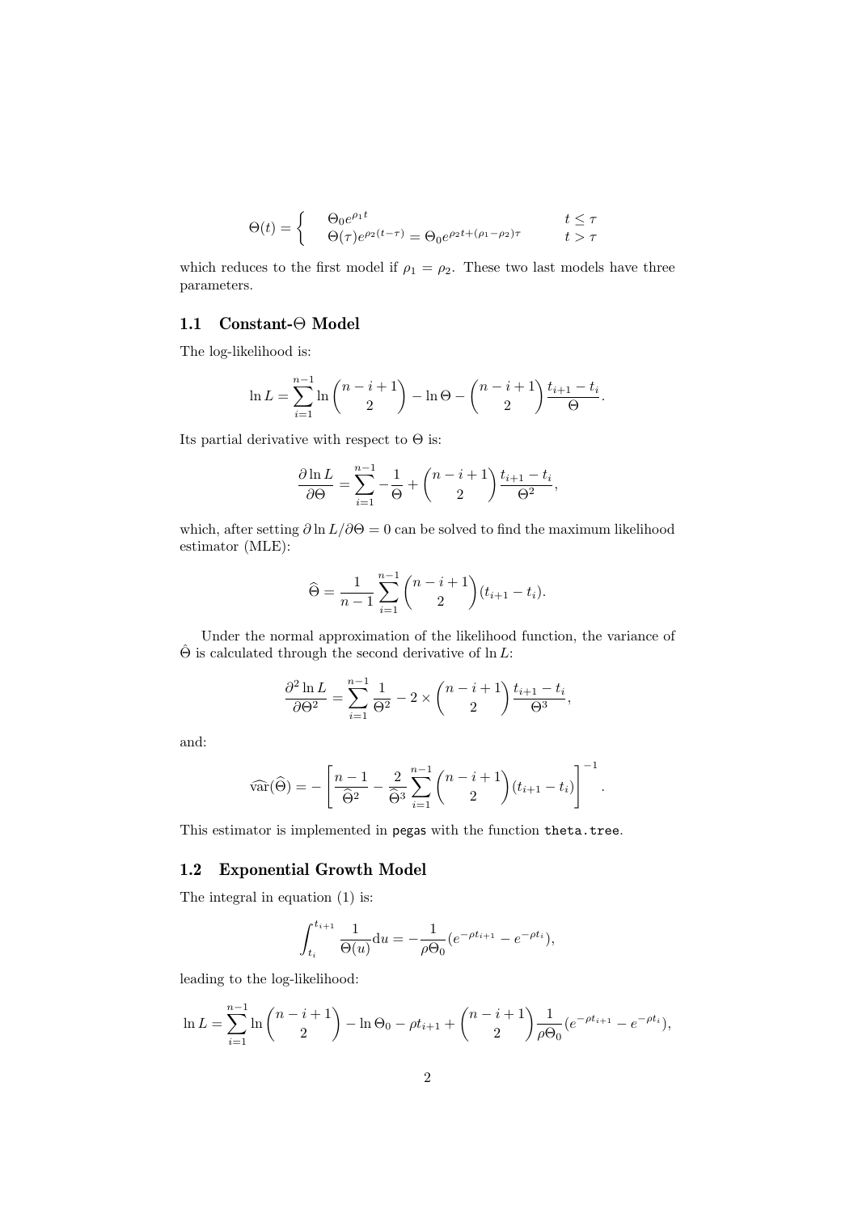$$\Theta(t) = \begin{cases} \Theta_0 e^{\rho_1 t} & t \leq \tau \\ \Theta(\tau) e^{\rho_2 (t-\tau)} = \Theta_0 e^{\rho_2 t + (\rho_1 - \rho_2)\tau} & t > \tau \end{cases}$$

which reduces to the first model if $\rho_1 = \rho_2$. These two last models have three parameters.

### 1.1 Constant-$\Theta$ Model

The log-likelihood is:

$$\ln L = \sum_{i=1}^{n-1} \ln \binom{n-i+1}{2} - \ln \Theta - \binom{n-i+1}{2} \frac{t_{i+1} - t_i}{\Theta}.$$

Its partial derivative with respect to $\Theta$ is:

$$\frac{\partial \ln L}{\partial \Theta} = \sum_{i=1}^{n-1} -\frac{1}{\Theta} + \binom{n-i+1}{2} \frac{t_{i+1} - t_i}{\Theta^2},$$

which, after setting $\partial \ln L / \partial \Theta = 0$ can be solved to find the maximum likelihood estimator (MLE):

$$\widehat{\Theta} = \frac{1}{n-1} \sum_{i=1}^{n-1} \binom{n-i+1}{2} (t_{i+1} - t_i).$$

Under the normal approximation of the likelihood function, the variance of $\hat{\Theta}$ is calculated through the second derivative of $\ln L$:

$$\frac{\partial^2 \ln L}{\partial \Theta^2} = \sum_{i=1}^{n-1} \frac{1}{\Theta^2} - 2 \times \binom{n-i+1}{2} \frac{t_{i+1} - t_i}{\Theta^3},$$

and:

$$\widehat{\mathrm{var}}(\widehat{\Theta}) = -\left[ \frac{n-1}{\widehat{\Theta}^2} - \frac{2}{\widehat{\Theta}^3} \sum_{i=1}^{n-1} \binom{n-i+1}{2} (t_{i+1} - t_i) \right]^{-1}.$$

This estimator is implemented in pegas with the function theta.tree.

### 1.2 Exponential Growth Model

The integral in equation (1) is:

$$\int_{t_i}^{t_{i+1}} \frac{1}{\Theta(u)} \mathrm{d}u = -\frac{1}{\rho \Theta_0} (e^{-\rho t_{i+1}} - e^{-\rho t_i}),$$

leading to the log-likelihood:

$$\ln L = \sum_{i=1}^{n-1} \ln \binom{n-i+1}{2} - \ln \Theta_0 - \rho t_{i+1} + \binom{n-i+1}{2} \frac{1}{\rho \Theta_0} (e^{-\rho t_{i+1}} - e^{-\rho t_i}),$$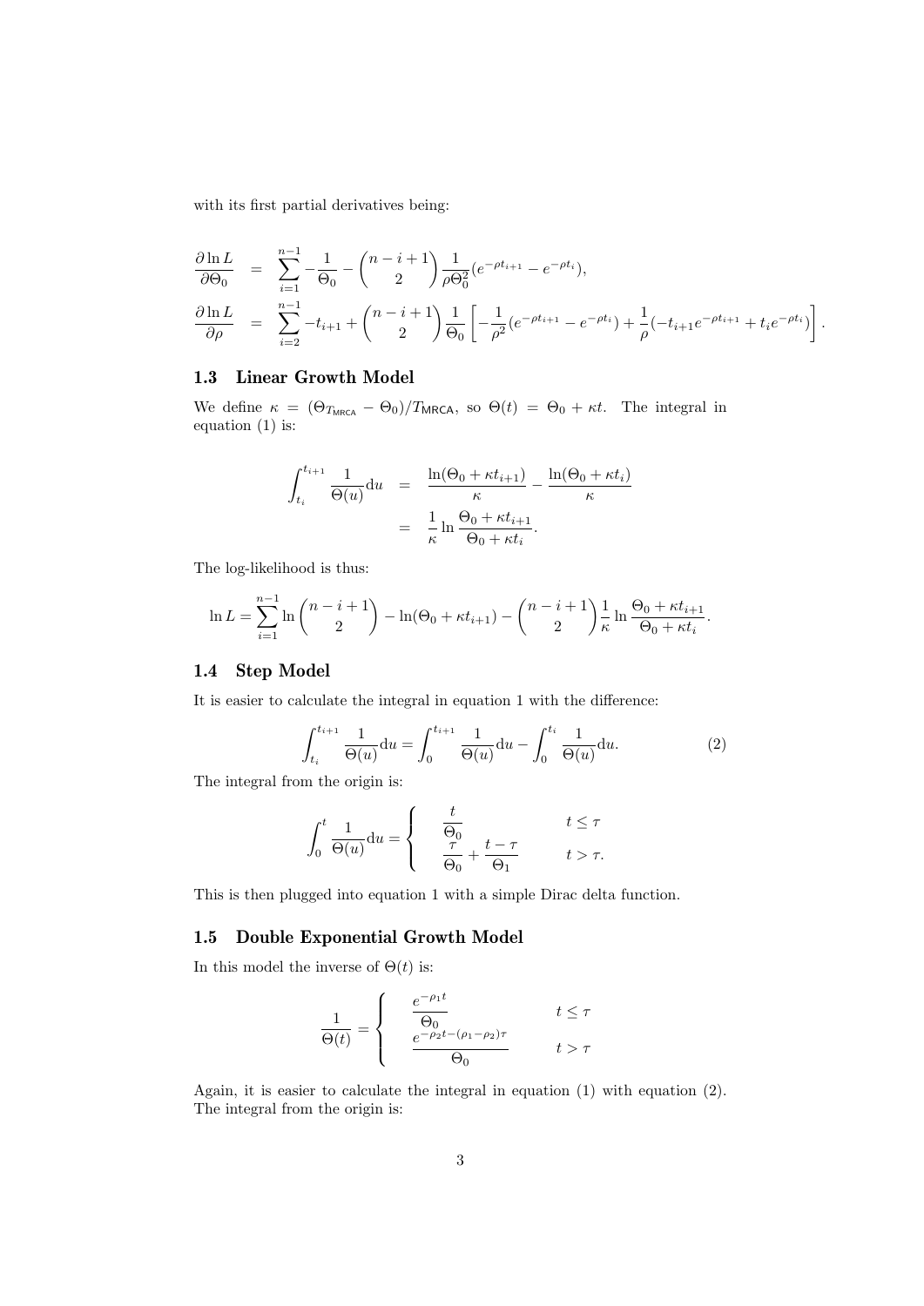with its first partial derivatives being:

$$
\begin{aligned}
\frac{\partial \ln L}{\partial \Theta_0} &= \sum_{i=1}^{n-1} -\frac{1}{\Theta_0} - \binom{n-i+1}{2} \frac{1}{\rho \Theta_0^2} (e^{-\rho t_{i+1}} - e^{-\rho t_i}), \\
\frac{\partial \ln L}{\partial \rho} &= \sum_{i=2}^{n-1} -t_{i+1} + \binom{n-i+1}{2} \frac{1}{\Theta_0} \left[ -\frac{1}{\rho^2} (e^{-\rho t_{i+1}} - e^{-\rho t_i}) + \frac{1}{\rho} (-t_{i+1} e^{-\rho t_{i+1}} + t_i e^{-\rho t_i}) \right].
\end{aligned}
$$

### 1.3 Linear Growth Model

We define $\kappa = (\Theta_{T_{\mathsf{MRCA}}} - \Theta_0)/T_{\mathsf{MRCA}}$, so $\Theta(t) = \Theta_0 + \kappa t$. The integral in equation (1) is:

$$
\begin{aligned}
\int_{t_i}^{t_{i+1}} \frac{1}{\Theta(u)} \mathrm{d}u &= \frac{\ln(\Theta_0 + \kappa t_{i+1})}{\kappa} - \frac{\ln(\Theta_0 + \kappa t_i)}{\kappa} \\
&= \frac{1}{\kappa} \ln \frac{\Theta_0 + \kappa t_{i+1}}{\Theta_0 + \kappa t_i}.
\end{aligned}
$$

The log-likelihood is thus:

$$
\ln L = \sum_{i=1}^{n-1} \ln \binom{n-i+1}{2} - \ln(\Theta_0 + \kappa t_{i+1}) - \binom{n-i+1}{2} \frac{1}{\kappa} \ln \frac{\Theta_0 + \kappa t_{i+1}}{\Theta_0 + \kappa t_i}.
$$

### 1.4 Step Model

It is easier to calculate the integral in equation 1 with the difference:

$$
\int_{t_i}^{t_{i+1}} \frac{1}{\Theta(u)} \mathrm{d}u = \int_0^{t_{i+1}} \frac{1}{\Theta(u)} \mathrm{d}u - \int_0^{t_i} \frac{1}{\Theta(u)} \mathrm{d}u. \tag{2}
$$

The integral from the origin is:

$$
\int_0^t \frac{1}{\Theta(u)} \mathrm{d}u = \begin{cases} \dfrac{t}{\Theta_0} & t \leq \tau \\ \dfrac{\tau}{\Theta_0} + \dfrac{t - \tau}{\Theta_1} & t > \tau. \end{cases}
$$

This is then plugged into equation 1 with a simple Dirac delta function.

### 1.5 Double Exponential Growth Model

In this model the inverse of $\Theta(t)$ is:

$$
\frac{1}{\Theta(t)} = \begin{cases} \dfrac{e^{-\rho_1 t}}{\Theta_0} & t \leq \tau \\ \dfrac{e^{-\rho_2 t - (\rho_1 - \rho_2)\tau}}{\Theta_0} & t > \tau \end{cases}
$$

Again, it is easier to calculate the integral in equation (1) with equation (2). The integral from the origin is: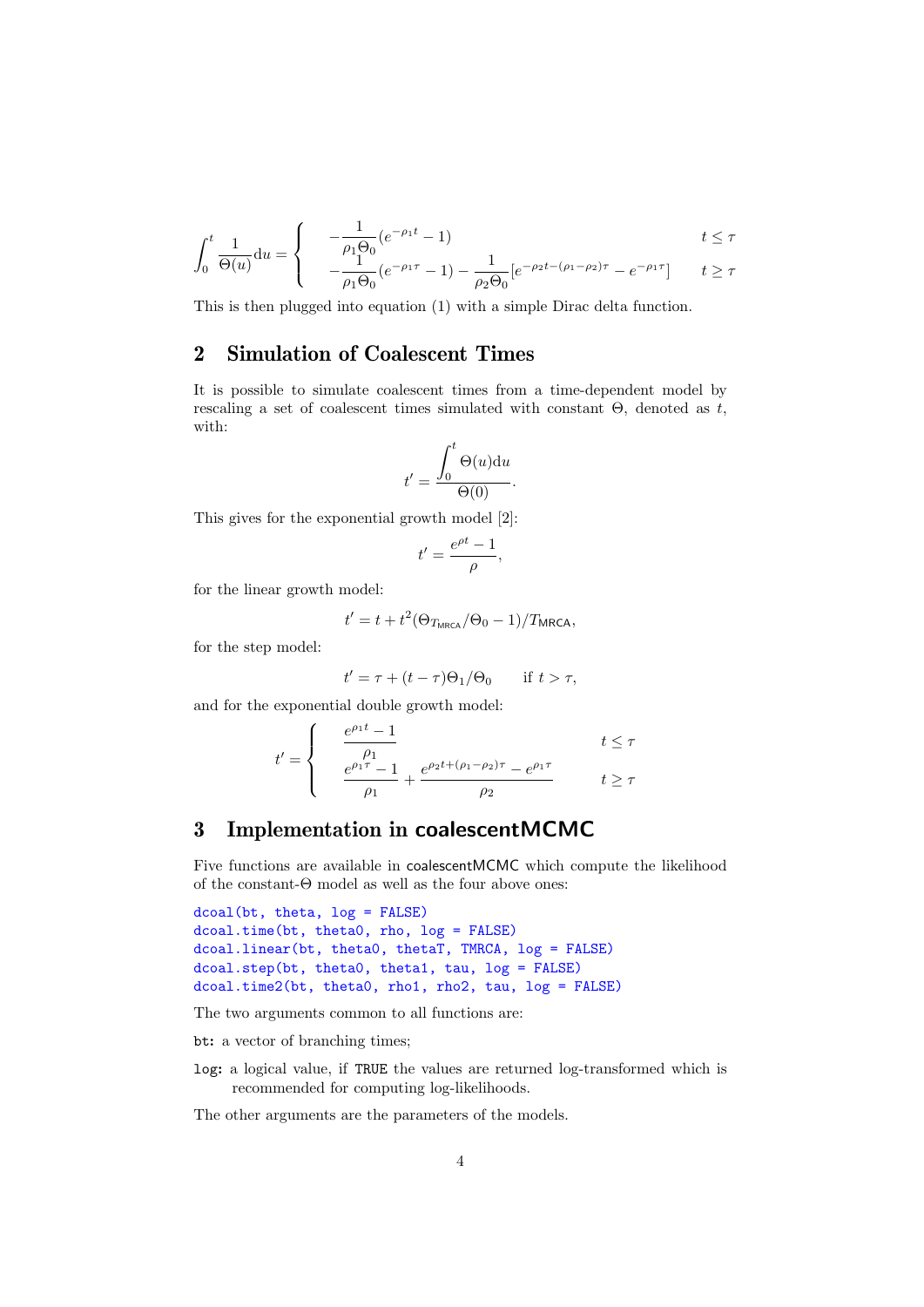$$\int_0^t \frac{1}{\Theta(u)}\mathrm{d}u = \begin{cases} -\dfrac{1}{\rho_1\Theta_0}(e^{-\rho_1 t} - 1) & t \le \tau \\ -\dfrac{1}{\rho_1\Theta_0}(e^{-\rho_1 \tau} - 1) - \dfrac{1}{\rho_2\Theta_0}[e^{-\rho_2 t - (\rho_1 - \rho_2)\tau} - e^{-\rho_1\tau}] & t \ge \tau \end{cases}$$

This is then plugged into equation (1) with a simple Dirac delta function.

## 2 Simulation of Coalescent Times

It is possible to simulate coalescent times from a time-dependent model by rescaling a set of coalescent times simulated with constant $\Theta$, denoted as $t$, with:

$$t' = \frac{\displaystyle\int_0^t \Theta(u)\mathrm{d}u}{\Theta(0)}.$$

This gives for the exponential growth model [2]:

$$t' = \frac{e^{\rho t} - 1}{\rho},$$

for the linear growth model:

$$t' = t + t^2(\Theta_{T_{\mathsf{MRCA}}}/\Theta_0 - 1)/T_{\mathsf{MRCA}},$$

for the step model:

$$t' = \tau + (t - \tau)\Theta_1/\Theta_0 \qquad \text{if } t > \tau,$$

and for the exponential double growth model:

$$t' = \begin{cases} \dfrac{e^{\rho_1 t} - 1}{\rho_1} & t \le \tau \\ \dfrac{e^{\rho_1 \tau} - 1}{\rho_1} + \dfrac{e^{\rho_2 t + (\rho_1 - \rho_2)\tau} - e^{\rho_1 \tau}}{\rho_2} & t \ge \tau \end{cases}$$

## 3 Implementation in coalescentMCMC

Five functions are available in coalescentMCMC which compute the likelihood of the constant-$\Theta$ model as well as the four above ones:

```
dcoal(bt, theta, log = FALSE)
dcoal.time(bt, theta0, rho, log = FALSE)
dcoal.linear(bt, theta0, thetaT, TMRCA, log = FALSE)
dcoal.step(bt, theta0, theta1, tau, log = FALSE)
dcoal.time2(bt, theta0, rho1, rho2, tau, log = FALSE)
```

The two arguments common to all functions are:

`bt`: a vector of branching times;

`log`: a logical value, if `TRUE` the values are returned log-transformed which is recommended for computing log-likelihoods.

The other arguments are the parameters of the models.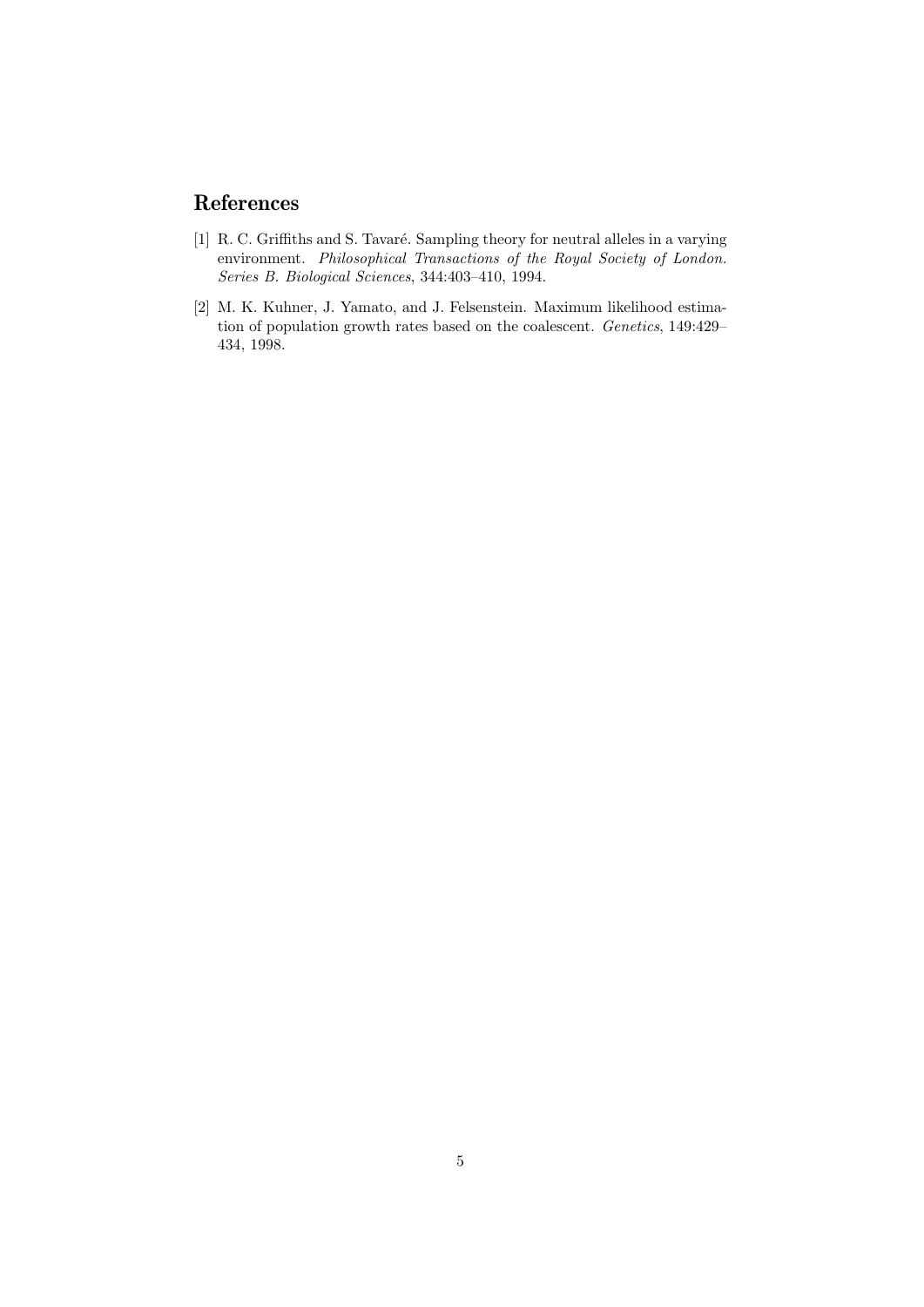## References

[1] R. C. Griffiths and S. Tavaré. Sampling theory for neutral alleles in a varying environment. *Philosophical Transactions of the Royal Society of London. Series B. Biological Sciences*, 344:403–410, 1994.

[2] M. K. Kuhner, J. Yamato, and J. Felsenstein. Maximum likelihood estimation of population growth rates based on the coalescent. *Genetics*, 149:429–434, 1998.